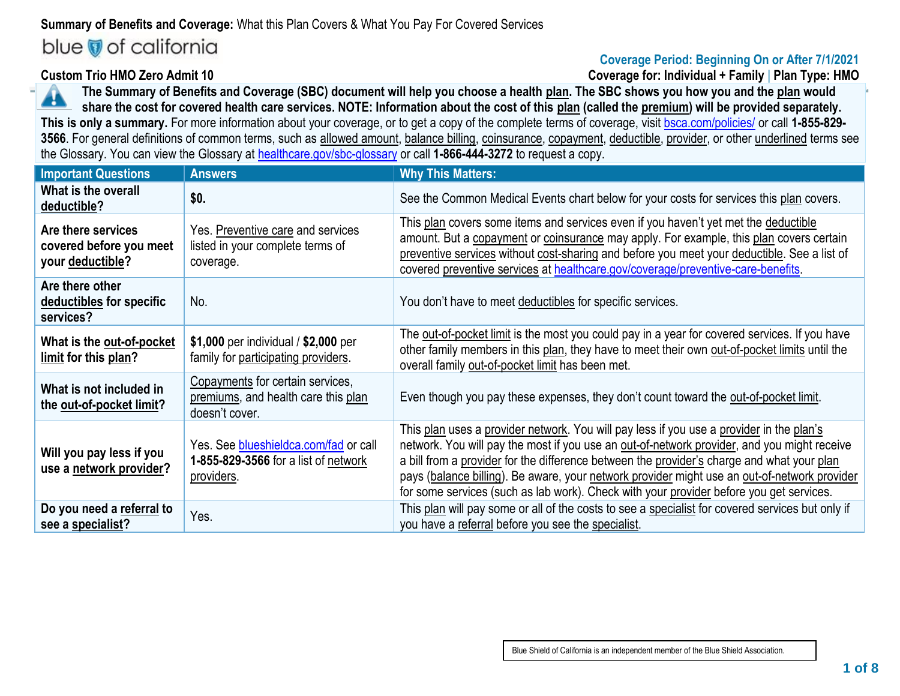**Summary of Benefits and Coverage:** What this Plan Covers & What You Pay For Covered Services

blue of california

**Coverage Period: Beginning On or After 7/1/2021**

**Custom Trio HMO Zero Admit 10**

**Coverage for: Individual + Family | Plan Type: HMO**

**The Summary of Benefits and Coverage (SBC) document will help you choose a health plan. The SBC shows you how you and the plan would share the cost for covered health care services. NOTE: Information about the cost of this plan (called the premium) will be provided separately.**

**This is only a summary.** For more information about your coverage, or to get a copy of the complete terms of coverage, visit bsca.com/policies/ or call **1-855-829-3566**. For general definitions of common terms, such as allowed amount, balance billing, coinsurance, copayment, deductible, provider, or other underlined terms see the Glossary. You can view the Glossary at healthcare.gov/sbc-glossary or call **1-866-444-3272** to request a copy.

| Important Questions | Answers | Why This Matters: |
|---|---|---|
| **What is the overall deductible?** | **$0.** | See the Common Medical Events chart below for your costs for services this plan covers. |
| **Are there services covered before you meet your deductible?** | Yes. Preventive care and services listed in your complete terms of coverage. | This plan covers some items and services even if you haven't yet met the deductible amount. But a copayment or coinsurance may apply. For example, this plan covers certain preventive services without cost-sharing and before you meet your deductible. See a list of covered preventive services at healthcare.gov/coverage/preventive-care-benefits. |
| **Are there other deductibles for specific services?** | No. | You don't have to meet deductibles for specific services. |
| **What is the out-of-pocket limit for this plan?** | **$1,000** per individual / **$2,000** per family for participating providers. | The out-of-pocket limit is the most you could pay in a year for covered services. If you have other family members in this plan, they have to meet their own out-of-pocket limits until the overall family out-of-pocket limit has been met. |
| **What is not included in the out-of-pocket limit?** | Copayments for certain services, premiums, and health care this plan doesn't cover. | Even though you pay these expenses, they don't count toward the out-of-pocket limit. |
| **Will you pay less if you use a network provider?** | Yes. See blueshieldca.com/fad or call **1-855-829-3566** for a list of network providers. | This plan uses a provider network. You will pay less if you use a provider in the plan's network. You will pay the most if you use an out-of-network provider, and you might receive a bill from a provider for the difference between the provider's charge and what your plan pays (balance billing). Be aware, your network provider might use an out-of-network provider for some services (such as lab work). Check with your provider before you get services. |
| **Do you need a referral to see a specialist?** | Yes. | This plan will pay some or all of the costs to see a specialist for covered services but only if you have a referral before you see the specialist. |

Blue Shield of California is an independent member of the Blue Shield Association.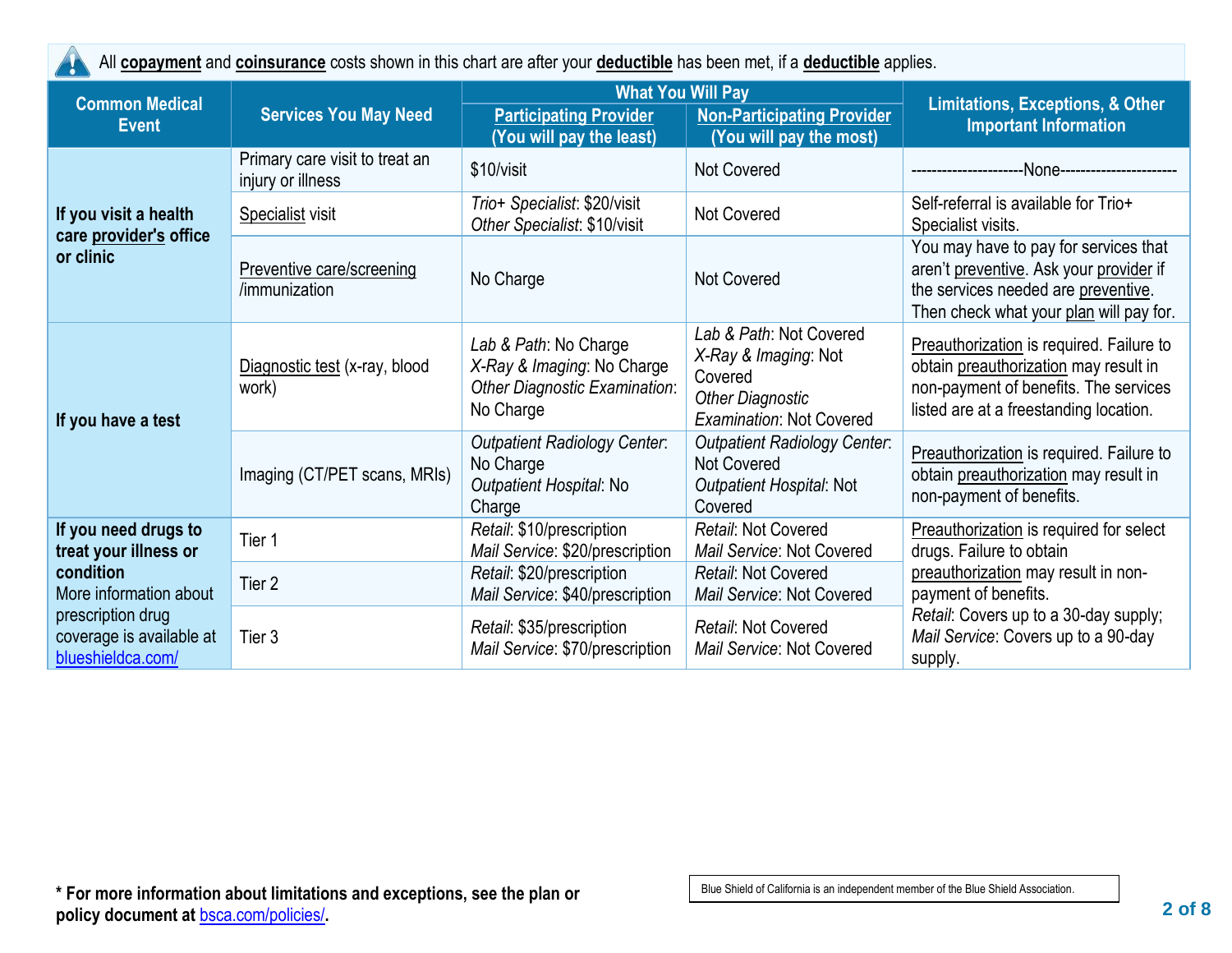All **copayment** and **coinsurance** costs shown in this chart are after your **deductible** has been met, if a **deductible** applies.

| Common Medical Event | Services You May Need | What You Will Pay: Participating Provider (You will pay the least) | What You Will Pay: Non-Participating Provider (You will pay the most) | Limitations, Exceptions, & Other Important Information |
|---|---|---|---|---|
| **If you visit a health care provider's office or clinic** | Primary care visit to treat an injury or illness | $10/visit | Not Covered | ---------------------None---------------------- |
| | Specialist visit | *Trio+ Specialist*: $20/visit *Other Specialist*: $10/visit | Not Covered | Self-referral is available for Trio+ Specialist visits. |
| | Preventive care/screening /immunization | No Charge | Not Covered | You may have to pay for services that aren't preventive. Ask your provider if the services needed are preventive. Then check what your plan will pay for. |
| **If you have a test** | Diagnostic test (x-ray, blood work) | *Lab & Path*: No Charge *X-Ray & Imaging*: No Charge *Other Diagnostic Examination*: No Charge | *Lab & Path*: Not Covered *X-Ray & Imaging*: Not Covered *Other Diagnostic Examination*: Not Covered | Preauthorization is required. Failure to obtain preauthorization may result in non-payment of benefits. The services listed are at a freestanding location. |
| | Imaging (CT/PET scans, MRIs) | *Outpatient Radiology Center*: No Charge *Outpatient Hospital*: No Charge | *Outpatient Radiology Center*: Not Covered *Outpatient Hospital*: Not Covered | Preauthorization is required. Failure to obtain preauthorization may result in non-payment of benefits. |
| **If you need drugs to treat your illness or condition** More information about prescription drug coverage is available at blueshieldca.com/ | Tier 1 | *Retail*: $10/prescription *Mail Service*: $20/prescription | *Retail*: Not Covered *Mail Service*: Not Covered | Preauthorization is required for select drugs. Failure to obtain preauthorization may result in non-payment of benefits. *Retail*: Covers up to a 30-day supply; *Mail Service*: Covers up to a 90-day supply. |
| | Tier 2 | *Retail*: $20/prescription *Mail Service*: $40/prescription | *Retail*: Not Covered *Mail Service*: Not Covered | |
| | Tier 3 | *Retail*: $35/prescription *Mail Service*: $70/prescription | *Retail*: Not Covered *Mail Service*: Not Covered | |

**\* For more information about limitations and exceptions, see the plan or policy document at bsca.com/policies/.**

Blue Shield of California is an independent member of the Blue Shield Association.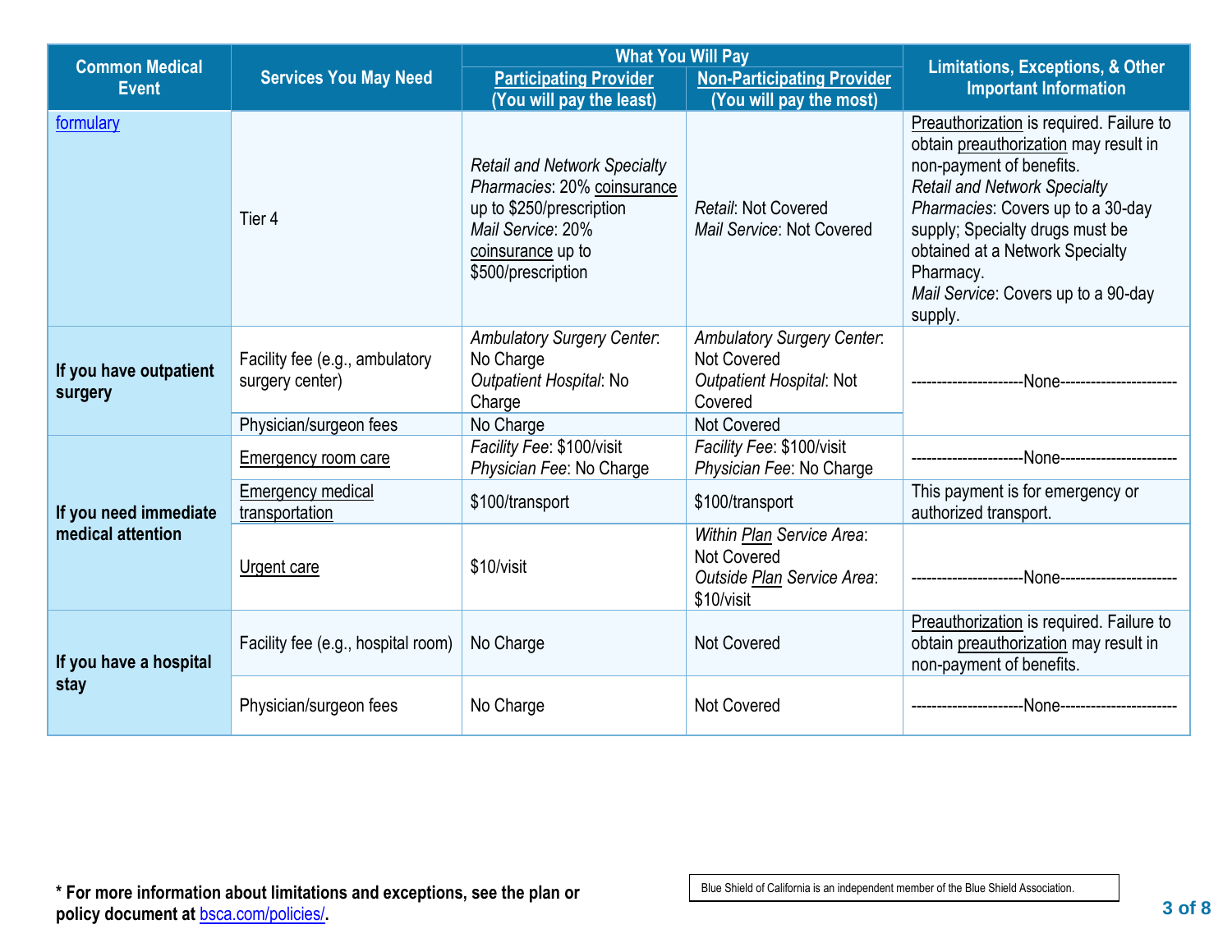| Common Medical Event | Services You May Need | What You Will Pay | | Limitations, Exceptions, & Other Important Information |
|---|---|---|---|---|
| | | Participating Provider (You will pay the least) | Non-Participating Provider (You will pay the most) | |
| formulary | Tier 4 | *Retail and Network Specialty Pharmacies*: 20% coinsurance up to $250/prescription<br>*Mail Service*: 20% coinsurance up to $500/prescription | *Retail*: Not Covered<br>*Mail Service*: Not Covered | Preauthorization is required. Failure to obtain preauthorization may result in non-payment of benefits.<br>*Retail and Network Specialty Pharmacies*: Covers up to a 30-day supply; Specialty drugs must be obtained at a Network Specialty Pharmacy.<br>*Mail Service*: Covers up to a 90-day supply. |
| **If you have outpatient surgery** | Facility fee (e.g., ambulatory surgery center) | *Ambulatory Surgery Center*: No Charge<br>*Outpatient Hospital*: No Charge | *Ambulatory Surgery Center*: Not Covered<br>*Outpatient Hospital*: Not Covered | ---------------------None---------------------- |
| | Physician/surgeon fees | No Charge | Not Covered | |
| **If you need immediate medical attention** | Emergency room care | *Facility Fee*: $100/visit<br>*Physician Fee*: No Charge | *Facility Fee*: $100/visit<br>*Physician Fee*: No Charge | ---------------------None---------------------- |
| | Emergency medical transportation | $100/transport | $100/transport | This payment is for emergency or authorized transport. |
| | Urgent care | $10/visit | *Within Plan Service Area*: Not Covered<br>*Outside Plan Service Area*: $10/visit | ---------------------None---------------------- |
| **If you have a hospital stay** | Facility fee (e.g., hospital room) | No Charge | Not Covered | Preauthorization is required. Failure to obtain preauthorization may result in non-payment of benefits. |
| | Physician/surgeon fees | No Charge | Not Covered | ---------------------None---------------------- |

**\* For more information about limitations and exceptions, see the plan or policy document at bsca.com/policies/.**

Blue Shield of California is an independent member of the Blue Shield Association.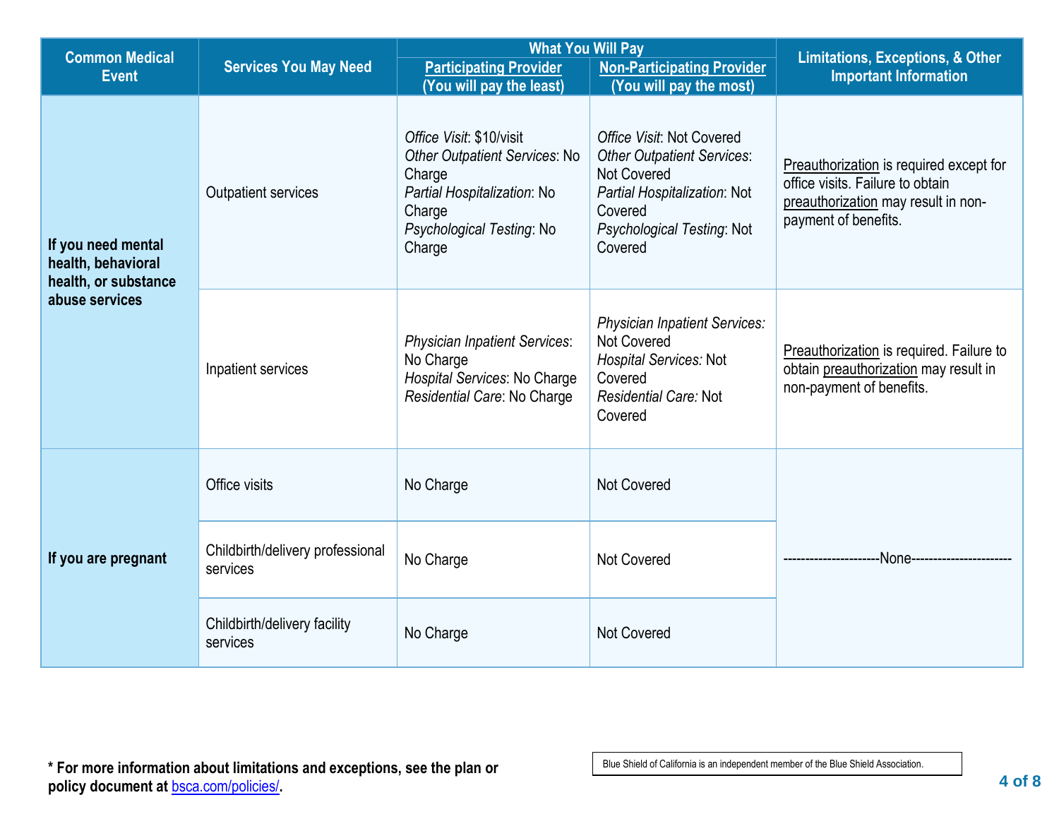| Common Medical Event | Services You May Need | What You Will Pay | | Limitations, Exceptions, & Other Important Information |
|---|---|---|---|---|
| | | Participating Provider (You will pay the least) | Non-Participating Provider (You will pay the most) | |
| **If you need mental health, behavioral health, or substance abuse services** | Outpatient services | *Office Visit*: $10/visit<br>*Other Outpatient Services*: No Charge<br>*Partial Hospitalization*: No Charge<br>*Psychological Testing*: No Charge | *Office Visit*: Not Covered<br>*Other Outpatient Services*: Not Covered<br>*Partial Hospitalization*: Not Covered<br>*Psychological Testing*: Not Covered | Preauthorization is required except for office visits. Failure to obtain preauthorization may result in non-payment of benefits. |
| | Inpatient services | *Physician Inpatient Services*: No Charge<br>*Hospital Services*: No Charge<br>*Residential Care*: No Charge | *Physician Inpatient Services:* Not Covered<br>*Hospital Services:* Not Covered<br>*Residential Care:* Not Covered | Preauthorization is required. Failure to obtain preauthorization may result in non-payment of benefits. |
| **If you are pregnant** | Office visits | No Charge | Not Covered | ---------------------None---------------------- |
| | Childbirth/delivery professional services | No Charge | Not Covered | |
| | Childbirth/delivery facility services | No Charge | Not Covered | |

**\* For more information about limitations and exceptions, see the plan or policy document at bsca.com/policies/.**

Blue Shield of California is an independent member of the Blue Shield Association.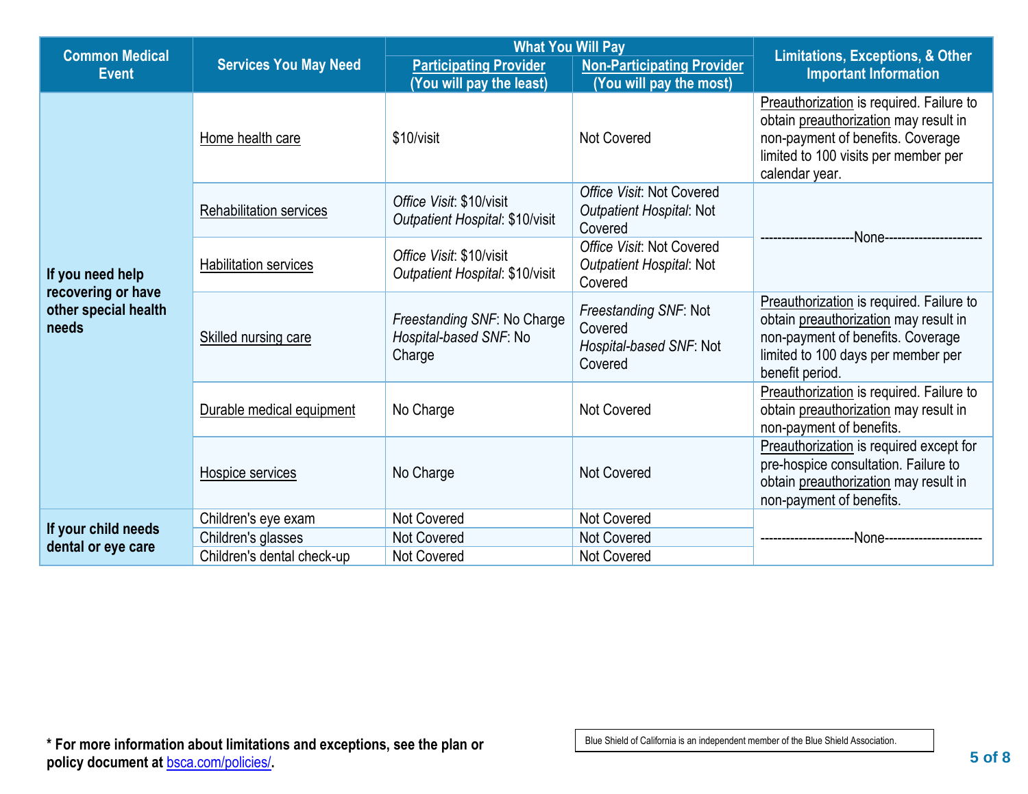| Common Medical Event | Services You May Need | What You Will Pay | | Limitations, Exceptions, & Other Important Information |
|---|---|---|---|---|
| | | Participating Provider (You will pay the least) | Non-Participating Provider (You will pay the most) | |
| If you need help recovering or have other special health needs | Home health care | $10/visit | Not Covered | Preauthorization is required. Failure to obtain preauthorization may result in non-payment of benefits. Coverage limited to 100 visits per member per calendar year. |
| | Rehabilitation services | *Office Visit*: $10/visit<br>*Outpatient Hospital*: $10/visit | *Office Visit*: Not Covered<br>*Outpatient Hospital*: Not Covered | ---------------------None---------------------- |
| | Habilitation services | *Office Visit*: $10/visit<br>*Outpatient Hospital*: $10/visit | *Office Visit*: Not Covered<br>*Outpatient Hospital*: Not Covered | |
| | Skilled nursing care | *Freestanding SNF*: No Charge<br>*Hospital-based SNF*: No Charge | *Freestanding SNF*: Not Covered<br>*Hospital-based SNF*: Not Covered | Preauthorization is required. Failure to obtain preauthorization may result in non-payment of benefits. Coverage limited to 100 days per member per benefit period. |
| | Durable medical equipment | No Charge | Not Covered | Preauthorization is required. Failure to obtain preauthorization may result in non-payment of benefits. |
| | Hospice services | No Charge | Not Covered | Preauthorization is required except for pre-hospice consultation. Failure to obtain preauthorization may result in non-payment of benefits. |
| If your child needs dental or eye care | Children's eye exam | Not Covered | Not Covered | ---------------------None---------------------- |
| | Children's glasses | Not Covered | Not Covered | |
| | Children's dental check-up | Not Covered | Not Covered | |

**\* For more information about limitations and exceptions, see the plan or policy document at bsca.com/policies/.**

Blue Shield of California is an independent member of the Blue Shield Association.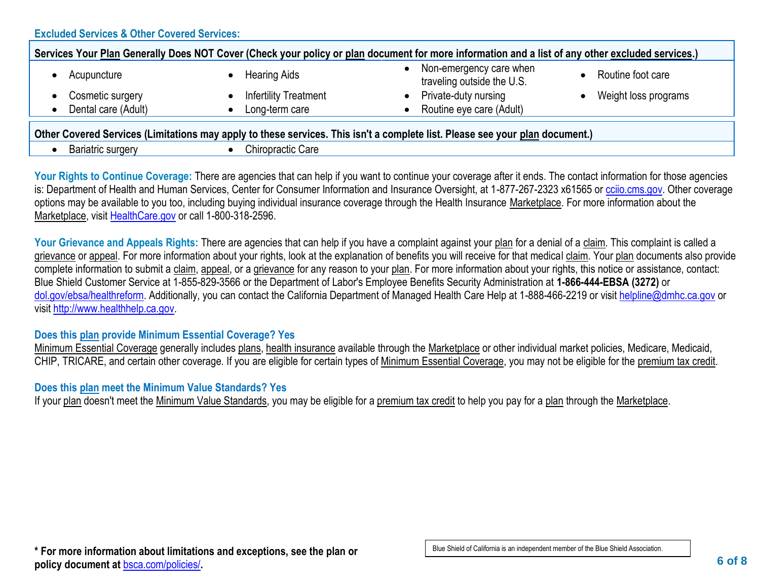## Excluded Services & Other Covered Services:

| Services Your Plan Generally Does NOT Cover (Check your policy or plan document for more information and a list of any other excluded services.) | | | |
|---|---|---|---|
| • Acupuncture | • Hearing Aids | • Non-emergency care when traveling outside the U.S. | • Routine foot care |
| • Cosmetic surgery | • Infertility Treatment | • Private-duty nursing | • Weight loss programs |
| • Dental care (Adult) | • Long-term care | • Routine eye care (Adult) | |

| Other Covered Services (Limitations may apply to these services. This isn't a complete list. Please see your plan document.) | |
|---|---|
| • Bariatric surgery | • Chiropractic Care |

**Your Rights to Continue Coverage:** There are agencies that can help if you want to continue your coverage after it ends. The contact information for those agencies is: Department of Health and Human Services, Center for Consumer Information and Insurance Oversight, at 1-877-267-2323 x61565 or cciio.cms.gov. Other coverage options may be available to you too, including buying individual insurance coverage through the Health Insurance Marketplace. For more information about the Marketplace, visit HealthCare.gov or call 1-800-318-2596.

**Your Grievance and Appeals Rights:** There are agencies that can help if you have a complaint against your plan for a denial of a claim. This complaint is called a grievance or appeal. For more information about your rights, look at the explanation of benefits you will receive for that medical claim. Your plan documents also provide complete information to submit a claim, appeal, or a grievance for any reason to your plan. For more information about your rights, this notice or assistance, contact: Blue Shield Customer Service at 1-855-829-3566 or the Department of Labor's Employee Benefits Security Administration at **1-866-444-EBSA (3272)** or dol.gov/ebsa/healthreform. Additionally, you can contact the California Department of Managed Health Care Help at 1-888-466-2219 or visit helpline@dmhc.ca.gov or visit http://www.healthhelp.ca.gov.

**Does this plan provide Minimum Essential Coverage? Yes**

Minimum Essential Coverage generally includes plans, health insurance available through the Marketplace or other individual market policies, Medicare, Medicaid, CHIP, TRICARE, and certain other coverage. If you are eligible for certain types of Minimum Essential Coverage, you may not be eligible for the premium tax credit.

**Does this plan meet the Minimum Value Standards? Yes**

If your plan doesn't meet the Minimum Value Standards, you may be eligible for a premium tax credit to help you pay for a plan through the Marketplace.

**\* For more information about limitations and exceptions, see the plan or policy document at bsca.com/policies/.**

Blue Shield of California is an independent member of the Blue Shield Association.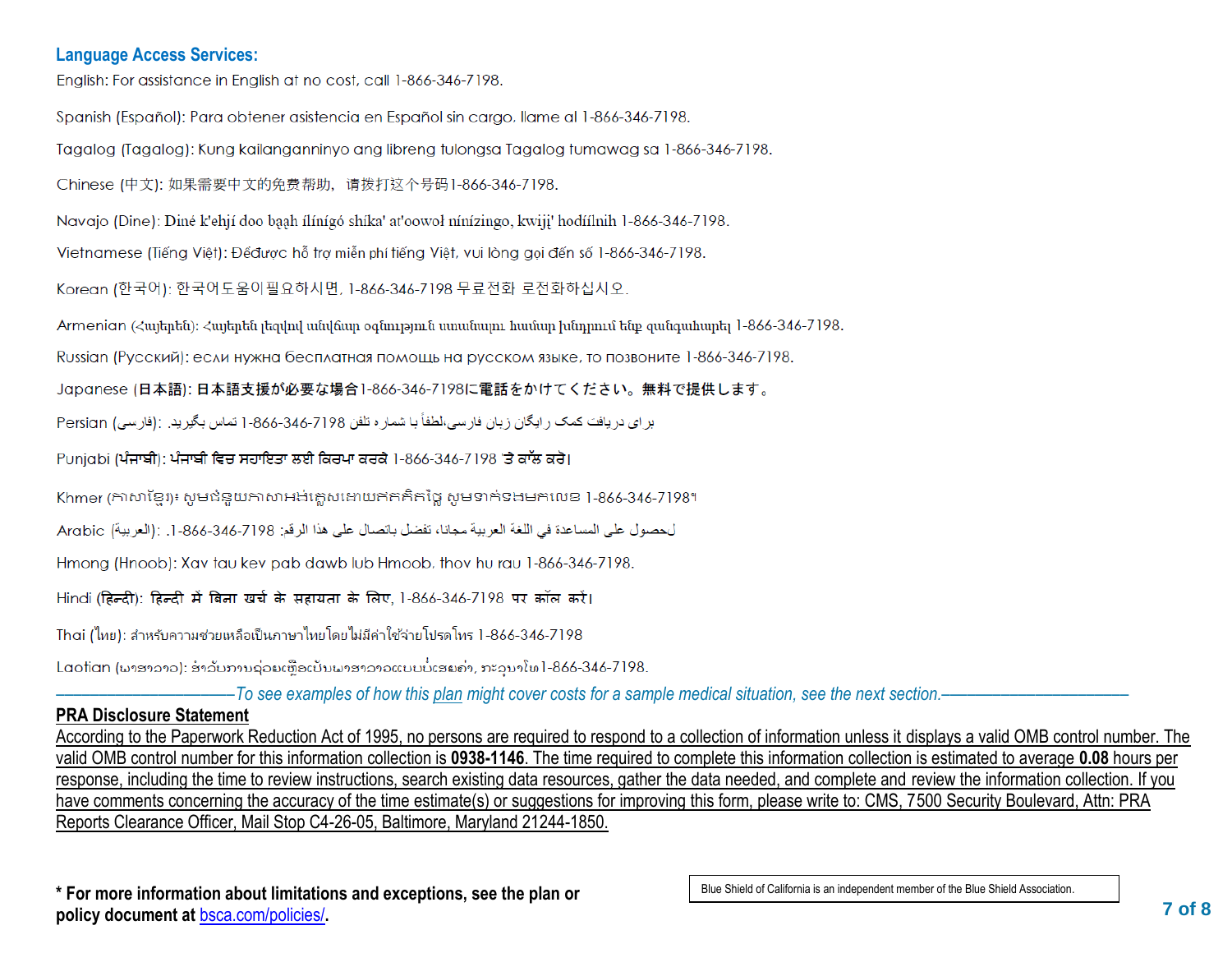### Language Access Services:

English: For assistance in English at no cost, call 1-866-346-7198.

Spanish (Español): Para obtener asistencia en Español sin cargo, llame al 1-866-346-7198.

Tagalog (Tagalog): Kung kailanganninyo ang libreng tulongsa Tagalog tumawag sa 1-866-346-7198.

Chinese (中文): 如果需要中文的免费帮助，请拨打这个号码1-866-346-7198.

Navajo (Dine): Diné k'ehjí doo baąh ílínígó shíka' at'oowoł nínízingo, kwiįį' hodíílnih 1-866-346-7198.

Vietnamese (Tiếng Việt): Đểđược hỗ trợ miễn phí tiếng Việt, vui lòng gọi đến số 1-866-346-7198.

Korean (한국어): 한국어도움이필요하시면, 1-866-346-7198 무료전화 로전화하십시오.

Armenian (Հայերեն): Հայերեն լեզվով անվճար օգնության ստանալու համար խնդրում ենք զանգահարել 1-866-346-7198.

Russian (Русский): если нужна бесплатная помощь на русском языке, то позвоните 1-866-346-7198.

Japanese (日本語): 日本語支援が必要な場合1-866-346-7198に電話をかけてください。無料で提供します。

Persian (فارسی): برای دریافت کمک رایگان زبان فارسی،لطفاً با شماره تلفن 1-866-346-7198 تماس بگیرید.

Punjabi (ਪੰਜਾਬੀ): ਪੰਜਾਬੀ ਵਿਚ ਸਹਾਇਤਾ ਲਈ ਕਿਰਪਾ ਕਰਕੇ 1-866-346-7198 'ਤੇ ਕਾੱਲ ਕਰੋ।

Khmer (ភាសាខ្មែរ)៖ សូមជំនួយភាសាអង់គ្លេសដោយឥតគិតថ្លៃ សូមទាក់ទងមកលេខ 1-866-346-7198។

Arabic (العربية): للحصول على المساعدة في اللغة العربية مجانا، تفضل بالاتصال على هذا الرقم: 1-866-346-7198.

Hmong (Hnoob): Xav tau kev pab dawb lub Hmoob, thov hu rau 1-866-346-7198.

Hindi (हिन्दी): हिन्दी में बिना खर्च के सहायता के लिए, 1-866-346-7198 पर कॉल करें।

Thai (ไทย): สำหรับความช่วยเหลือเป็นภาษาไทยโดยไม่มีค่าใช้จ่ายโปรดโทร 1-866-346-7198

Laotian (ພາສາລາວ): ສຳລັບການຊ່ວຍເຫຼືອເປັນພາສາລາວແບບບໍ່ເສຍຄ່າ, ກະລຸນາໂທ 1-866-346-7198.

*To see examples of how this plan might cover costs for a sample medical situation, see the next section.*

**PRA Disclosure Statement**

According to the Paperwork Reduction Act of 1995, no persons are required to respond to a collection of information unless it displays a valid OMB control number. The valid OMB control number for this information collection is **0938-1146**. The time required to complete this information collection is estimated to average **0.08** hours per response, including the time to review instructions, search existing data resources, gather the data needed, and complete and review the information collection. If you have comments concerning the accuracy of the time estimate(s) or suggestions for improving this form, please write to: CMS, 7500 Security Boulevard, Attn: PRA Reports Clearance Officer, Mail Stop C4-26-05, Baltimore, Maryland 21244-1850.

**\* For more information about limitations and exceptions, see the plan or policy document at bsca.com/policies/.**

Blue Shield of California is an independent member of the Blue Shield Association.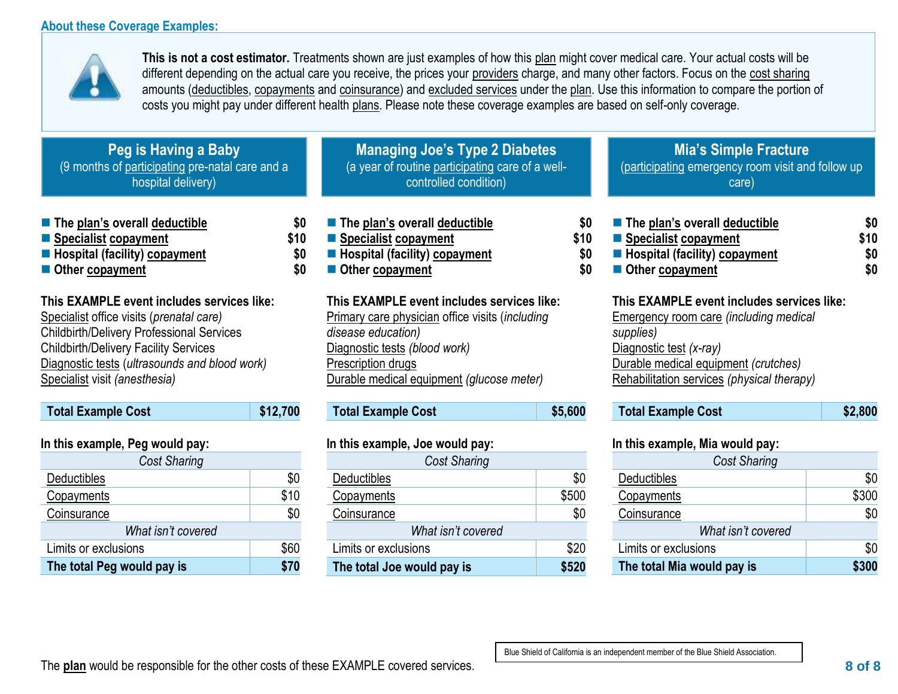## About these Coverage Examples:

**This is not a cost estimator.** Treatments shown are just examples of how this plan might cover medical care. Your actual costs will be different depending on the actual care you receive, the prices your providers charge, and many other factors. Focus on the cost sharing amounts (deductibles, copayments and coinsurance) and excluded services under the plan. Use this information to compare the portion of costs you might pay under different health plans. Please note these coverage examples are based on self-only coverage.

### Peg is Having a Baby

(9 months of participating pre-natal care and a hospital delivery)

- **The plan's overall deductible** **$0**
- **Specialist copayment** **$10**
- **Hospital (facility) copayment** **$0**
- **Other copayment** **$0**

**This EXAMPLE event includes services like:**
Specialist office visits (*prenatal care)*
Childbirth/Delivery Professional Services
Childbirth/Delivery Facility Services
Diagnostic tests (*ultrasounds and blood work)*
Specialist visit *(anesthesia)*

| **Total Example Cost** | **$12,700** |
|---|---|

**In this example, Peg would pay:**

| *Cost Sharing* | |
|---|---|
| Deductibles | $0 |
| Copayments | $10 |
| Coinsurance | $0 |
| *What isn't covered* | |
| Limits or exclusions | $60 |
| **The total Peg would pay is** | **$70** |

### Managing Joe's Type 2 Diabetes

(a year of routine participating care of a well-controlled condition)

- **The plan's overall deductible** **$0**
- **Specialist copayment** **$10**
- **Hospital (facility) copayment** **$0**
- **Other copayment** **$0**

**This EXAMPLE event includes services like:**
Primary care physician office visits (*including disease education)*
Diagnostic tests *(blood work)*
Prescription drugs
Durable medical equipment *(glucose meter)*

| **Total Example Cost** | **$5,600** |
|---|---|

**In this example, Joe would pay:**

| *Cost Sharing* | |
|---|---|
| Deductibles | $0 |
| Copayments | $500 |
| Coinsurance | $0 |
| *What isn't covered* | |
| Limits or exclusions | $20 |
| **The total Joe would pay is** | **$520** |

### Mia's Simple Fracture

(participating emergency room visit and follow up care)

- **The plan's overall deductible** **$0**
- **Specialist copayment** **$10**
- **Hospital (facility) copayment** **$0**
- **Other copayment** **$0**

**This EXAMPLE event includes services like:**
Emergency room care *(including medical supplies)*
Diagnostic test *(x-ray)*
Durable medical equipment *(crutches)*
Rehabilitation services *(physical therapy)*

| **Total Example Cost** | **$2,800** |
|---|---|

**In this example, Mia would pay:**

| *Cost Sharing* | |
|---|---|
| Deductibles | $0 |
| Copayments | $300 |
| Coinsurance | $0 |
| *What isn't covered* | |
| Limits or exclusions | $0 |
| **The total Mia would pay is** | **$300** |

The **plan** would be responsible for the other costs of these EXAMPLE covered services.

Blue Shield of California is an independent member of the Blue Shield Association.